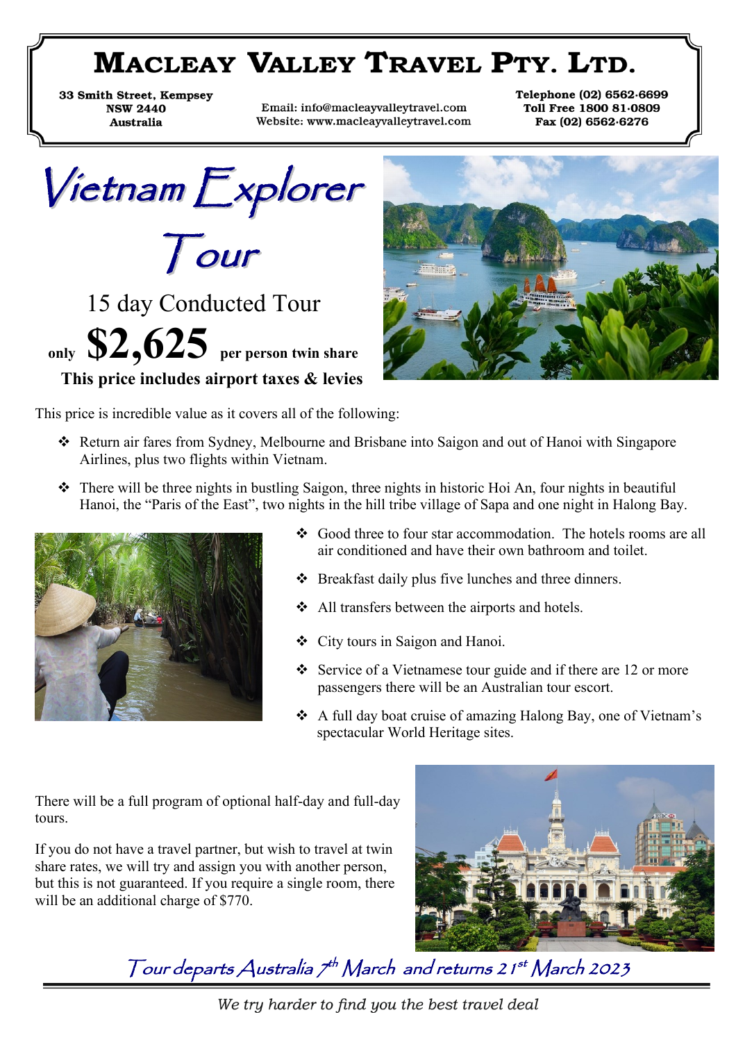# Macleay Valley Travel Pty. Ltd.

**33 Smith Street, Kempsey**
**NSW 2440**
**Australia**

Email: info@macleayvalleytravel.com
Website: www.macleayvalleytravel.com

**Telephone (02) 6562·6699**
**Toll Free 1800 81·0809**
**Fax (02) 6562·6276**

# Vietnam Explorer Tour

## 15 day Conducted Tour

**only $2,625 per person twin share**

**This price includes airport taxes & levies**

This price is incredible value as it covers all of the following:

- Return air fares from Sydney, Melbourne and Brisbane into Saigon and out of Hanoi with Singapore Airlines, plus two flights within Vietnam.
- There will be three nights in bustling Saigon, three nights in historic Hoi An, four nights in beautiful Hanoi, the "Paris of the East", two nights in the hill tribe village of Sapa and one night in Halong Bay.
- Good three to four star accommodation. The hotels rooms are all air conditioned and have their own bathroom and toilet.
- Breakfast daily plus five lunches and three dinners.
- All transfers between the airports and hotels.
- City tours in Saigon and Hanoi.
- Service of a Vietnamese tour guide and if there are 12 or more passengers there will be an Australian tour escort.
- A full day boat cruise of amazing Halong Bay, one of Vietnam's spectacular World Heritage sites.

There will be a full program of optional half-day and full-day tours.

If you do not have a travel partner, but wish to travel at twin share rates, we will try and assign you with another person, but this is not guaranteed. If you require a single room, there will be an additional charge of $770.

*Tour departs Australia 7th March and returns 21st March 2023*

*We try harder to find you the best travel deal*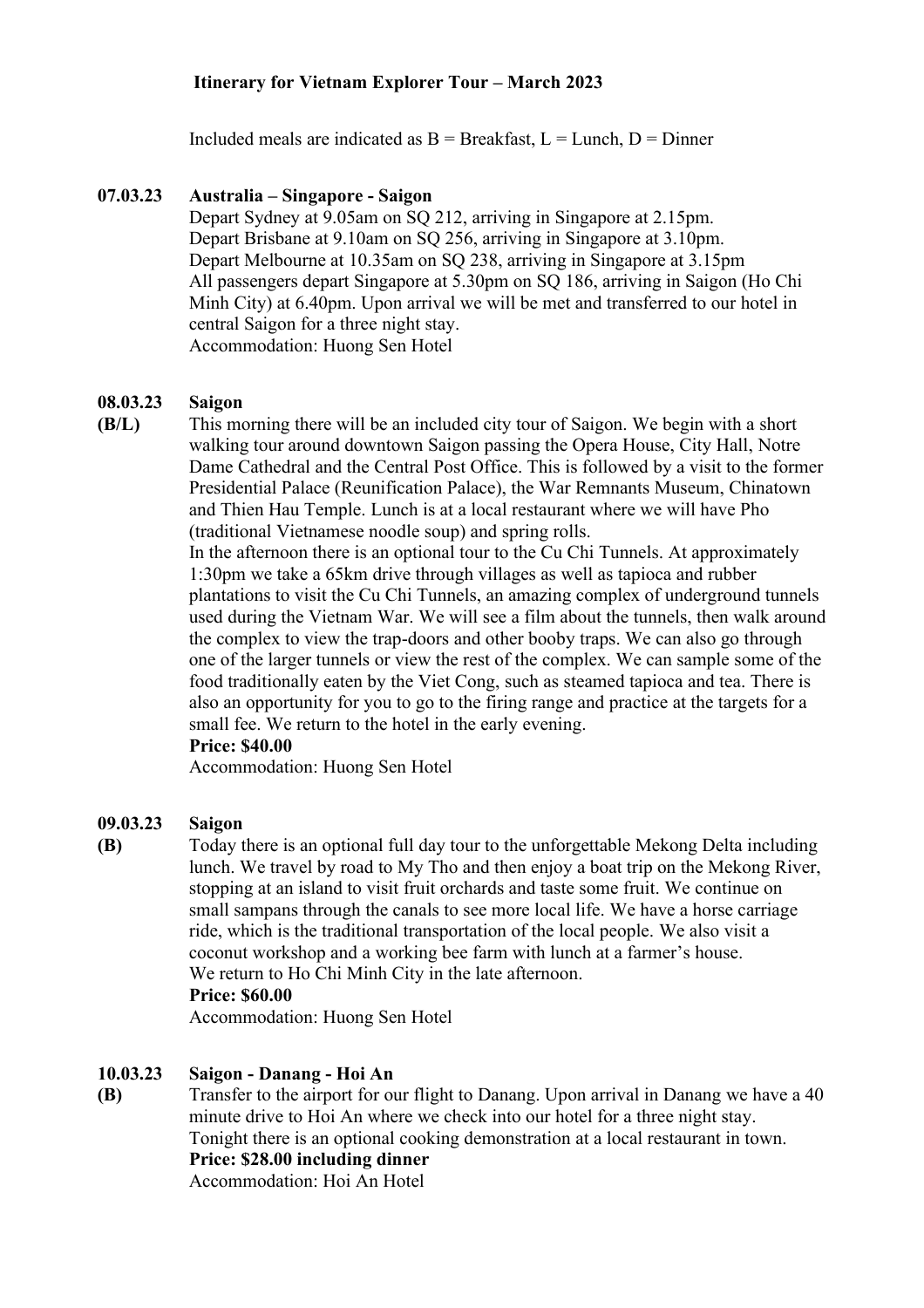# Itinerary for Vietnam Explorer Tour – March 2023

Included meals are indicated as B = Breakfast, L = Lunch, D = Dinner

## 07.03.23 Australia – Singapore - Saigon

Depart Sydney at 9.05am on SQ 212, arriving in Singapore at 2.15pm.
Depart Brisbane at 9.10am on SQ 256, arriving in Singapore at 3.10pm.
Depart Melbourne at 10.35am on SQ 238, arriving in Singapore at 3.15pm
All passengers depart Singapore at 5.30pm on SQ 186, arriving in Saigon (Ho Chi Minh City) at 6.40pm. Upon arrival we will be met and transferred to our hotel in central Saigon for a three night stay.
Accommodation: Huong Sen Hotel

## 08.03.23 Saigon

**(B/L)**

This morning there will be an included city tour of Saigon. We begin with a short walking tour around downtown Saigon passing the Opera House, City Hall, Notre Dame Cathedral and the Central Post Office. This is followed by a visit to the former Presidential Palace (Reunification Palace), the War Remnants Museum, Chinatown and Thien Hau Temple. Lunch is at a local restaurant where we will have Pho (traditional Vietnamese noodle soup) and spring rolls.

In the afternoon there is an optional tour to the Cu Chi Tunnels. At approximately 1:30pm we take a 65km drive through villages as well as tapioca and rubber plantations to visit the Cu Chi Tunnels, an amazing complex of underground tunnels used during the Vietnam War. We will see a film about the tunnels, then walk around the complex to view the trap-doors and other booby traps. We can also go through one of the larger tunnels or view the rest of the complex. We can sample some of the food traditionally eaten by the Viet Cong, such as steamed tapioca and tea. There is also an opportunity for you to go to the firing range and practice at the targets for a small fee. We return to the hotel in the early evening.

**Price: $40.00**

Accommodation: Huong Sen Hotel

## 09.03.23 Saigon

**(B)**

Today there is an optional full day tour to the unforgettable Mekong Delta including lunch. We travel by road to My Tho and then enjoy a boat trip on the Mekong River, stopping at an island to visit fruit orchards and taste some fruit. We continue on small sampans through the canals to see more local life. We have a horse carriage ride, which is the traditional transportation of the local people. We also visit a coconut workshop and a working bee farm with lunch at a farmer's house.
We return to Ho Chi Minh City in the late afternoon.

**Price: $60.00**

Accommodation: Huong Sen Hotel

## 10.03.23 Saigon - Danang - Hoi An

**(B)**

Transfer to the airport for our flight to Danang. Upon arrival in Danang we have a 40 minute drive to Hoi An where we check into our hotel for a three night stay.
Tonight there is an optional cooking demonstration at a local restaurant in town.

**Price: $28.00 including dinner**

Accommodation: Hoi An Hotel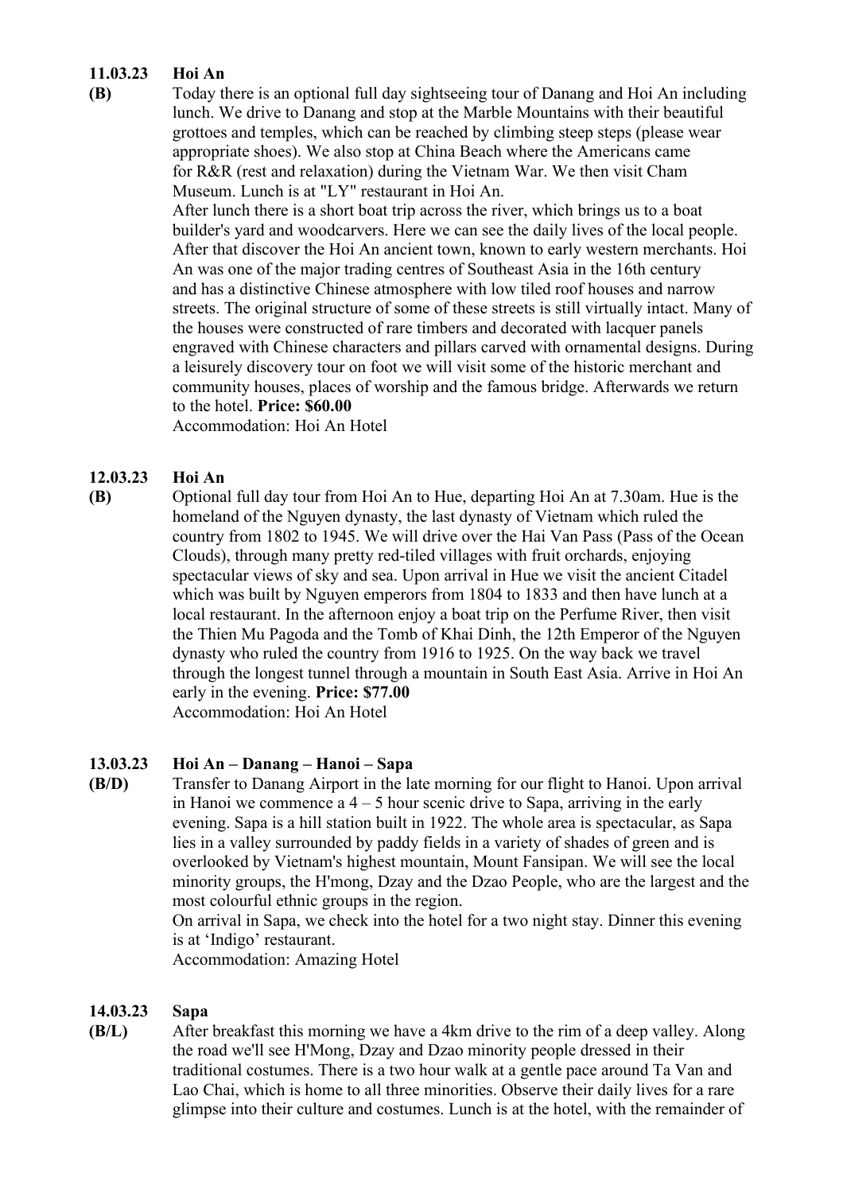**11.03.23 Hoi An**

**(B)** Today there is an optional full day sightseeing tour of Danang and Hoi An including lunch. We drive to Danang and stop at the Marble Mountains with their beautiful grottoes and temples, which can be reached by climbing steep steps (please wear appropriate shoes). We also stop at China Beach where the Americans came for R&R (rest and relaxation) during the Vietnam War. We then visit Cham Museum. Lunch is at "LY" restaurant in Hoi An.

After lunch there is a short boat trip across the river, which brings us to a boat builder's yard and woodcarvers. Here we can see the daily lives of the local people. After that discover the Hoi An ancient town, known to early western merchants. Hoi An was one of the major trading centres of Southeast Asia in the 16th century and has a distinctive Chinese atmosphere with low tiled roof houses and narrow streets. The original structure of some of these streets is still virtually intact. Many of the houses were constructed of rare timbers and decorated with lacquer panels engraved with Chinese characters and pillars carved with ornamental designs. During a leisurely discovery tour on foot we will visit some of the historic merchant and community houses, places of worship and the famous bridge. Afterwards we return to the hotel. **Price: $60.00**

Accommodation: Hoi An Hotel

**12.03.23 Hoi An**

**(B)** Optional full day tour from Hoi An to Hue, departing Hoi An at 7.30am. Hue is the homeland of the Nguyen dynasty, the last dynasty of Vietnam which ruled the country from 1802 to 1945. We will drive over the Hai Van Pass (Pass of the Ocean Clouds), through many pretty red-tiled villages with fruit orchards, enjoying spectacular views of sky and sea. Upon arrival in Hue we visit the ancient Citadel which was built by Nguyen emperors from 1804 to 1833 and then have lunch at a local restaurant. In the afternoon enjoy a boat trip on the Perfume River, then visit the Thien Mu Pagoda and the Tomb of Khai Dinh, the 12th Emperor of the Nguyen dynasty who ruled the country from 1916 to 1925. On the way back we travel through the longest tunnel through a mountain in South East Asia. Arrive in Hoi An early in the evening. **Price: $77.00**

Accommodation: Hoi An Hotel

**13.03.23 Hoi An – Danang – Hanoi – Sapa**

**(B/D)** Transfer to Danang Airport in the late morning for our flight to Hanoi. Upon arrival in Hanoi we commence a 4 – 5 hour scenic drive to Sapa, arriving in the early evening. Sapa is a hill station built in 1922. The whole area is spectacular, as Sapa lies in a valley surrounded by paddy fields in a variety of shades of green and is overlooked by Vietnam's highest mountain, Mount Fansipan. We will see the local minority groups, the H'mong, Dzay and the Dzao People, who are the largest and the most colourful ethnic groups in the region.

On arrival in Sapa, we check into the hotel for a two night stay. Dinner this evening is at 'Indigo' restaurant.

Accommodation: Amazing Hotel

**14.03.23 Sapa**

**(B/L)** After breakfast this morning we have a 4km drive to the rim of a deep valley. Along the road we'll see H'Mong, Dzay and Dzao minority people dressed in their traditional costumes. There is a two hour walk at a gentle pace around Ta Van and Lao Chai, which is home to all three minorities. Observe their daily lives for a rare glimpse into their culture and costumes. Lunch is at the hotel, with the remainder of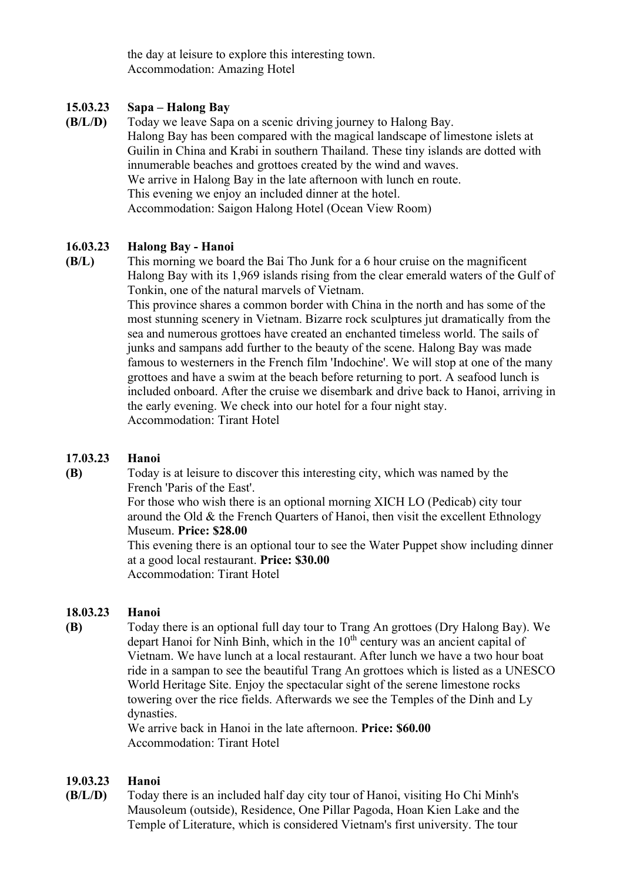the day at leisure to explore this interesting town.
Accommodation: Amazing Hotel

**15.03.23 Sapa – Halong Bay**
**(B/L/D)**

Today we leave Sapa on a scenic driving journey to Halong Bay.
Halong Bay has been compared with the magical landscape of limestone islets at Guilin in China and Krabi in southern Thailand. These tiny islands are dotted with innumerable beaches and grottoes created by the wind and waves.
We arrive in Halong Bay in the late afternoon with lunch en route.
This evening we enjoy an included dinner at the hotel.
Accommodation: Saigon Halong Hotel (Ocean View Room)

**16.03.23 Halong Bay - Hanoi**
**(B/L)**

This morning we board the Bai Tho Junk for a 6 hour cruise on the magnificent Halong Bay with its 1,969 islands rising from the clear emerald waters of the Gulf of Tonkin, one of the natural marvels of Vietnam.
This province shares a common border with China in the north and has some of the most stunning scenery in Vietnam. Bizarre rock sculptures jut dramatically from the sea and numerous grottoes have created an enchanted timeless world. The sails of junks and sampans add further to the beauty of the scene. Halong Bay was made famous to westerners in the French film 'Indochine'. We will stop at one of the many grottoes and have a swim at the beach before returning to port. A seafood lunch is included onboard. After the cruise we disembark and drive back to Hanoi, arriving in the early evening. We check into our hotel for a four night stay.
Accommodation: Tirant Hotel

**17.03.23 Hanoi**
**(B)**

Today is at leisure to discover this interesting city, which was named by the French 'Paris of the East'.
For those who wish there is an optional morning XICH LO (Pedicab) city tour around the Old & the French Quarters of Hanoi, then visit the excellent Ethnology Museum. **Price: $28.00**
This evening there is an optional tour to see the Water Puppet show including dinner at a good local restaurant. **Price: $30.00**
Accommodation: Tirant Hotel

**18.03.23 Hanoi**
**(B)**

Today there is an optional full day tour to Trang An grottoes (Dry Halong Bay). We depart Hanoi for Ninh Binh, which in the 10th century was an ancient capital of Vietnam. We have lunch at a local restaurant. After lunch we have a two hour boat ride in a sampan to see the beautiful Trang An grottoes which is listed as a UNESCO World Heritage Site. Enjoy the spectacular sight of the serene limestone rocks towering over the rice fields. Afterwards we see the Temples of the Dinh and Ly dynasties.
We arrive back in Hanoi in the late afternoon. **Price: $60.00**
Accommodation: Tirant Hotel

**19.03.23 Hanoi**
**(B/L/D)**

Today there is an included half day city tour of Hanoi, visiting Ho Chi Minh's Mausoleum (outside), Residence, One Pillar Pagoda, Hoan Kien Lake and the Temple of Literature, which is considered Vietnam's first university. The tour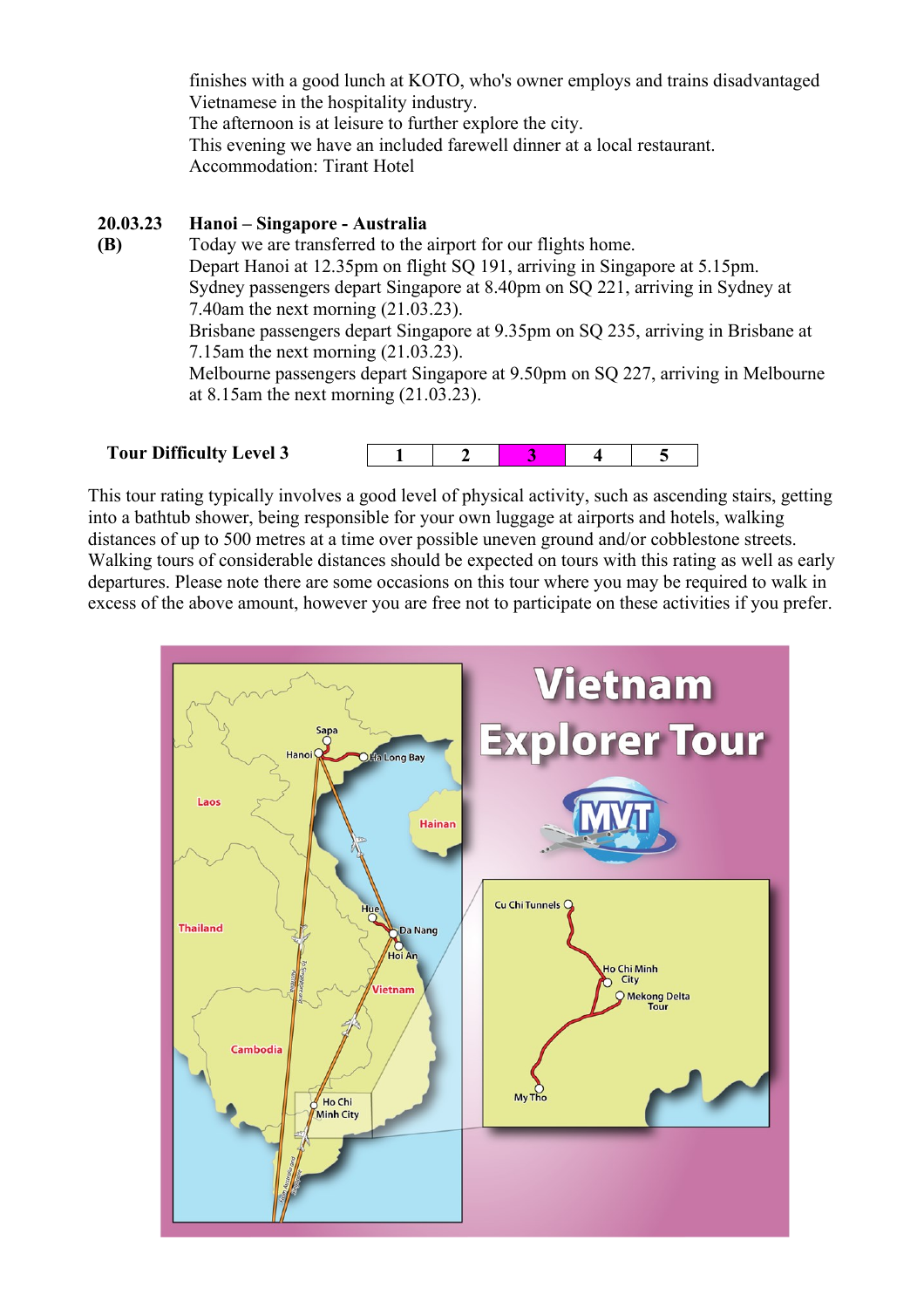finishes with a good lunch at KOTO, who's owner employs and trains disadvantaged Vietnamese in the hospitality industry.
The afternoon is at leisure to further explore the city.
This evening we have an included farewell dinner at a local restaurant.
Accommodation: Tirant Hotel

**20.03.23 (B)** **Hanoi – Singapore - Australia**

Today we are transferred to the airport for our flights home.
Depart Hanoi at 12.35pm on flight SQ 191, arriving in Singapore at 5.15pm.
Sydney passengers depart Singapore at 8.40pm on SQ 221, arriving in Sydney at 7.40am the next morning (21.03.23).
Brisbane passengers depart Singapore at 9.35pm on SQ 235, arriving in Brisbane at 7.15am the next morning (21.03.23).
Melbourne passengers depart Singapore at 9.50pm on SQ 227, arriving in Melbourne at 8.15am the next morning (21.03.23).

**Tour Difficulty Level 3**

| 1 | 2 | **3** | 4 | 5 |
|---|---|---|---|---|

This tour rating typically involves a good level of physical activity, such as ascending stairs, getting into a bathtub shower, being responsible for your own luggage at airports and hotels, walking distances of up to 500 metres at a time over possible uneven ground and/or cobblestone streets. Walking tours of considerable distances should be expected on tours with this rating as well as early departures. Please note there are some occasions on this tour where you may be required to walk in excess of the above amount, however you are free not to participate on these activities if you prefer.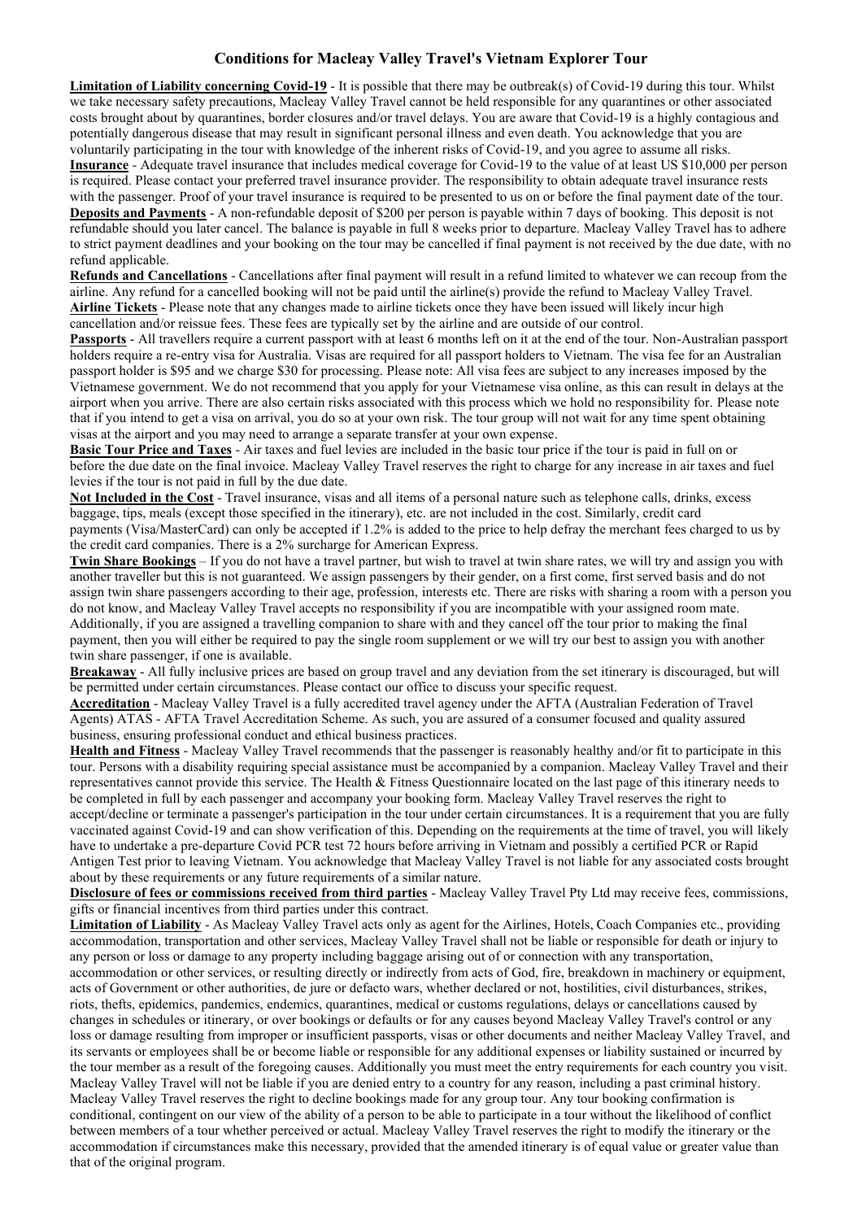# Conditions for Macleay Valley Travel's Vietnam Explorer Tour

**Limitation of Liability concerning Covid-19** - It is possible that there may be outbreak(s) of Covid-19 during this tour. Whilst we take necessary safety precautions, Macleay Valley Travel cannot be held responsible for any quarantines or other associated costs brought about by quarantines, border closures and/or travel delays. You are aware that Covid-19 is a highly contagious and potentially dangerous disease that may result in significant personal illness and even death. You acknowledge that you are voluntarily participating in the tour with knowledge of the inherent risks of Covid-19, and you agree to assume all risks.

**Insurance** - Adequate travel insurance that includes medical coverage for Covid-19 to the value of at least US $10,000 per person is required. Please contact your preferred travel insurance provider. The responsibility to obtain adequate travel insurance rests with the passenger. Proof of your travel insurance is required to be presented to us on or before the final payment date of the tour.

**Deposits and Payments** - A non-refundable deposit of $200 per person is payable within 7 days of booking. This deposit is not refundable should you later cancel. The balance is payable in full 8 weeks prior to departure. Macleay Valley Travel has to adhere to strict payment deadlines and your booking on the tour may be cancelled if final payment is not received by the due date, with no refund applicable.

**Refunds and Cancellations** - Cancellations after final payment will result in a refund limited to whatever we can recoup from the airline. Any refund for a cancelled booking will not be paid until the airline(s) provide the refund to Macleay Valley Travel.

**Airline Tickets** - Please note that any changes made to airline tickets once they have been issued will likely incur high cancellation and/or reissue fees. These fees are typically set by the airline and are outside of our control.

**Passports** - All travellers require a current passport with at least 6 months left on it at the end of the tour. Non-Australian passport holders require a re-entry visa for Australia. Visas are required for all passport holders to Vietnam. The visa fee for an Australian passport holder is $95 and we charge $30 for processing. Please note: All visa fees are subject to any increases imposed by the Vietnamese government. We do not recommend that you apply for your Vietnamese visa online, as this can result in delays at the airport when you arrive. There are also certain risks associated with this process which we hold no responsibility for. Please note that if you intend to get a visa on arrival, you do so at your own risk. The tour group will not wait for any time spent obtaining visas at the airport and you may need to arrange a separate transfer at your own expense.

**Basic Tour Price and Taxes** - Air taxes and fuel levies are included in the basic tour price if the tour is paid in full on or before the due date on the final invoice. Macleay Valley Travel reserves the right to charge for any increase in air taxes and fuel levies if the tour is not paid in full by the due date.

**Not Included in the Cost** - Travel insurance, visas and all items of a personal nature such as telephone calls, drinks, excess baggage, tips, meals (except those specified in the itinerary), etc. are not included in the cost. Similarly, credit card payments (Visa/MasterCard) can only be accepted if 1.2% is added to the price to help defray the merchant fees charged to us by the credit card companies. There is a 2% surcharge for American Express.

**Twin Share Bookings** – If you do not have a travel partner, but wish to travel at twin share rates, we will try and assign you with another traveller but this is not guaranteed. We assign passengers by their gender, on a first come, first served basis and do not assign twin share passengers according to their age, profession, interests etc. There are risks with sharing a room with a person you do not know, and Macleay Valley Travel accepts no responsibility if you are incompatible with your assigned room mate. Additionally, if you are assigned a travelling companion to share with and they cancel off the tour prior to making the final payment, then you will either be required to pay the single room supplement or we will try our best to assign you with another twin share passenger, if one is available.

**Breakaway** - All fully inclusive prices are based on group travel and any deviation from the set itinerary is discouraged, but will be permitted under certain circumstances. Please contact our office to discuss your specific request.

**Accreditation** - Macleay Valley Travel is a fully accredited travel agency under the AFTA (Australian Federation of Travel Agents) ATAS - AFTA Travel Accreditation Scheme. As such, you are assured of a consumer focused and quality assured business, ensuring professional conduct and ethical business practices.

**Health and Fitness** - Macleay Valley Travel recommends that the passenger is reasonably healthy and/or fit to participate in this tour. Persons with a disability requiring special assistance must be accompanied by a companion. Macleay Valley Travel and their representatives cannot provide this service. The Health & Fitness Questionnaire located on the last page of this itinerary needs to be completed in full by each passenger and accompany your booking form. Macleay Valley Travel reserves the right to accept/decline or terminate a passenger's participation in the tour under certain circumstances. It is a requirement that you are fully vaccinated against Covid-19 and can show verification of this. Depending on the requirements at the time of travel, you will likely have to undertake a pre-departure Covid PCR test 72 hours before arriving in Vietnam and possibly a certified PCR or Rapid Antigen Test prior to leaving Vietnam. You acknowledge that Macleay Valley Travel is not liable for any associated costs brought about by these requirements or any future requirements of a similar nature.

**Disclosure of fees or commissions received from third parties** - Macleay Valley Travel Pty Ltd may receive fees, commissions, gifts or financial incentives from third parties under this contract.

**Limitation of Liability** - As Macleay Valley Travel acts only as agent for the Airlines, Hotels, Coach Companies etc., providing accommodation, transportation and other services, Macleay Valley Travel shall not be liable or responsible for death or injury to any person or loss or damage to any property including baggage arising out of or connection with any transportation, accommodation or other services, or resulting directly or indirectly from acts of God, fire, breakdown in machinery or equipment, acts of Government or other authorities, de jure or defacto wars, whether declared or not, hostilities, civil disturbances, strikes, riots, thefts, epidemics, pandemics, endemics, quarantines, medical or customs regulations, delays or cancellations caused by changes in schedules or itinerary, or over bookings or defaults or for any causes beyond Macleay Valley Travel's control or any loss or damage resulting from improper or insufficient passports, visas or other documents and neither Macleay Valley Travel, and its servants or employees shall be or become liable or responsible for any additional expenses or liability sustained or incurred by the tour member as a result of the foregoing causes. Additionally you must meet the entry requirements for each country you visit. Macleay Valley Travel will not be liable if you are denied entry to a country for any reason, including a past criminal history. Macleay Valley Travel reserves the right to decline bookings made for any group tour. Any tour booking confirmation is conditional, contingent on our view of the ability of a person to be able to participate in a tour without the likelihood of conflict between members of a tour whether perceived or actual. Macleay Valley Travel reserves the right to modify the itinerary or the accommodation if circumstances make this necessary, provided that the amended itinerary is of equal value or greater value than that of the original program.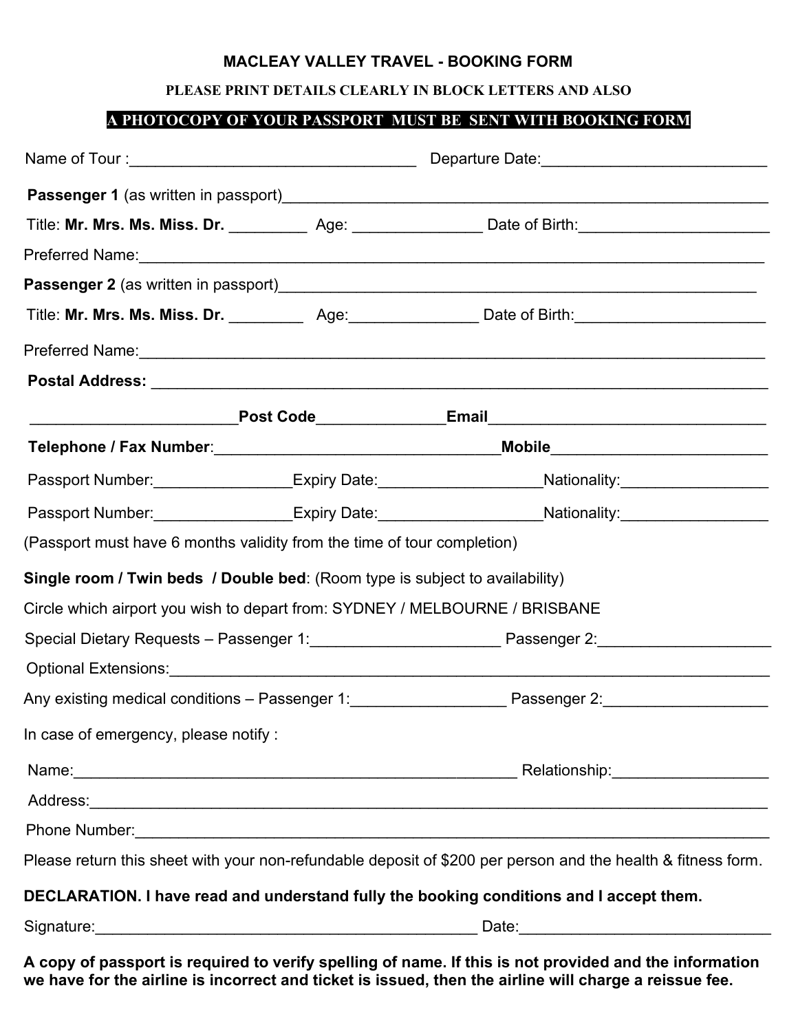# MACLEAY VALLEY TRAVEL - BOOKING FORM

**PLEASE PRINT DETAILS CLEARLY IN BLOCK LETTERS AND ALSO**

**A PHOTOCOPY OF YOUR PASSPORT MUST BE SENT WITH BOOKING FORM**

Name of Tour :________________________________ Departure Date:__________________________

**Passenger 1** (as written in passport)__________________________________________________________

Title: **Mr. Mrs. Ms. Miss. Dr.** _________ Age: _______________ Date of Birth:______________________

Preferred Name:__________________________________________________________________________

**Passenger 2** (as written in passport)_________________________________________________________

Title: **Mr. Mrs. Ms. Miss. Dr.** ________ Age:_______________ Date of Birth:______________________

Preferred Name:__________________________________________________________________________

**Postal Address:** _________________________________________________________________________

________________________**Post Code**_______________**Email**________________________________

**Telephone / Fax Number**:________________________________**Mobile**_________________________

Passport Number:________________Expiry Date:___________________Nationality:_________________

Passport Number:________________Expiry Date:___________________Nationality:_________________

(Passport must have 6 months validity from the time of tour completion)

**Single room / Twin beds / Double bed**: (Room type is subject to availability)

Circle which airport you wish to depart from: SYDNEY / MELBOURNE / BRISBANE

Special Dietary Requests – Passenger 1:______________________ Passenger 2:____________________

Optional Extensions:______________________________________________________________________

Any existing medical conditions – Passenger 1:__________________ Passenger 2:___________________

In case of emergency, please notify :

Name:____________________________________________________ Relationship:__________________

Address:__________________________________________________________________________

Phone Number:_____________________________________________________________________

Please return this sheet with your non-refundable deposit of $200 per person and the health & fitness form.

**DECLARATION. I have read and understand fully the booking conditions and I accept them.**

Signature:_____________________________________________ Date:_____________________________

**A copy of passport is required to verify spelling of name. If this is not provided and the information we have for the airline is incorrect and ticket is issued, then the airline will charge a reissue fee.**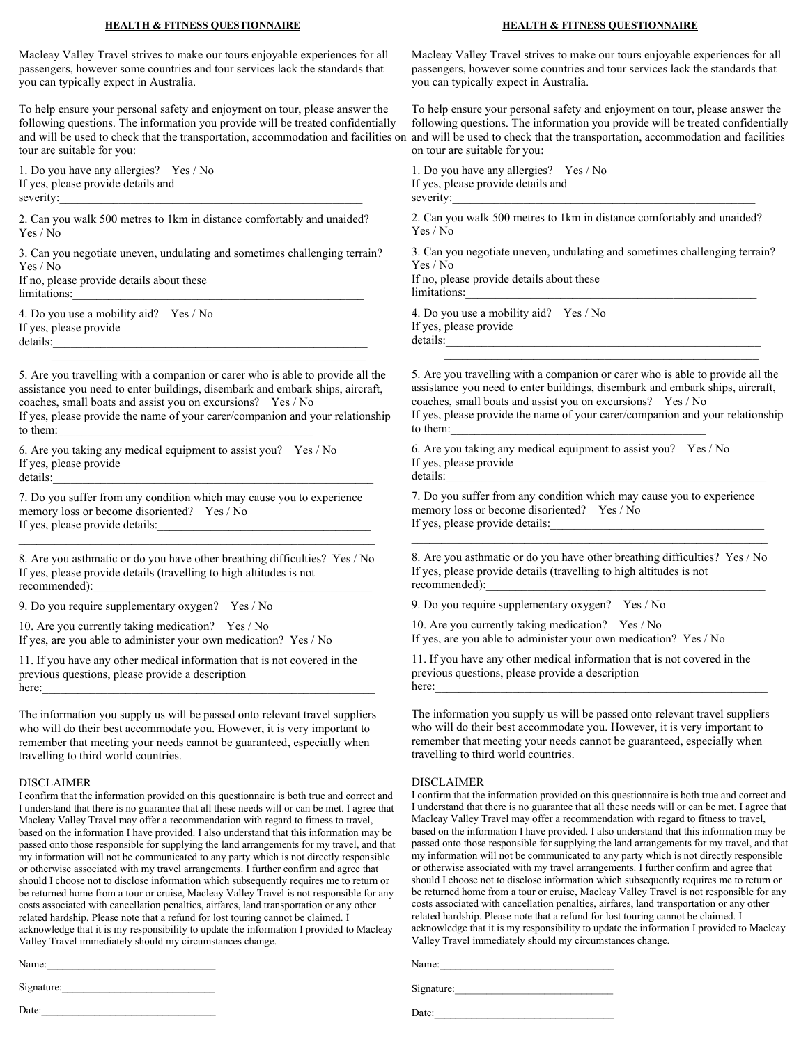**HEALTH & FITNESS QUESTIONNAIRE**

Macleay Valley Travel strives to make our tours enjoyable experiences for all passengers, however some countries and tour services lack the standards that you can typically expect in Australia.

To help ensure your personal safety and enjoyment on tour, please answer the following questions. The information you provide will be treated confidentially and will be used to check that the transportation, accommodation and facilities on tour are suitable for you:

1. Do you have any allergies? Yes / No
If yes, please provide details and severity:\_\_\_\_\_\_\_\_\_\_\_\_\_\_\_\_\_\_\_\_\_\_\_\_\_\_\_\_\_\_\_\_\_\_\_\_\_\_\_\_\_\_\_\_\_\_\_\_

2. Can you walk 500 metres to 1km in distance comfortably and unaided? Yes / No

3. Can you negotiate uneven, undulating and sometimes challenging terrain? Yes / No
If no, please provide details about these limitations:\_\_\_\_\_\_\_\_\_\_\_\_\_\_\_\_\_\_\_\_\_\_\_\_\_\_\_\_\_\_\_\_\_\_\_\_\_\_\_\_\_\_\_\_\_\_

4. Do you use a mobility aid? Yes / No
If yes, please provide details:\_\_\_\_\_\_\_\_\_\_\_\_\_\_\_\_\_\_\_\_\_\_\_\_\_\_\_\_\_\_\_\_\_\_\_\_\_\_\_\_\_\_\_\_\_\_\_\_\_\_\_\_
\_\_\_\_\_\_\_\_\_\_\_\_\_\_\_\_\_\_\_\_\_\_\_\_\_\_\_\_\_\_\_\_\_\_\_\_\_\_\_\_\_\_\_\_\_\_\_\_\_\_\_\_

5. Are you travelling with a companion or carer who is able to provide all the assistance you need to enter buildings, disembark and embark ships, aircraft, coaches, small boats and assist you on excursions? Yes / No
If yes, please provide the name of your carer/companion and your relationship to them:\_\_\_\_\_\_\_\_\_\_\_\_\_\_\_\_\_\_\_\_\_\_\_\_\_\_\_\_\_\_\_\_\_\_\_\_\_\_\_\_\_\_

6. Are you taking any medical equipment to assist you? Yes / No
If yes, please provide details:\_\_\_\_\_\_\_\_\_\_\_\_\_\_\_\_\_\_\_\_\_\_\_\_\_\_\_\_\_\_\_\_\_\_\_\_\_\_\_\_\_\_\_\_\_\_\_\_\_\_\_\_\_\_

7. Do you suffer from any condition which may cause you to experience memory loss or become disoriented? Yes / No
If yes, please provide details:\_\_\_\_\_\_\_\_\_\_\_\_\_\_\_\_\_\_\_\_\_\_\_\_\_\_\_\_\_\_\_\_\_\_\_\_
\_\_\_\_\_\_\_\_\_\_\_\_\_\_\_\_\_\_\_\_\_\_\_\_\_\_\_\_\_\_\_\_\_\_\_\_\_\_\_\_\_\_\_\_\_\_\_\_\_\_\_\_\_\_\_\_\_\_\_\_

8. Are you asthmatic or do you have other breathing difficulties? Yes / No
If yes, please provide details (travelling to high altitudes is not recommended):\_\_\_\_\_\_\_\_\_\_\_\_\_\_\_\_\_\_\_\_\_\_\_\_\_\_\_\_\_\_\_\_\_\_\_\_\_\_\_\_\_\_\_\_\_\_\_\_

9. Do you require supplementary oxygen? Yes / No

10. Are you currently taking medication? Yes / No
If yes, are you able to administer your own medication? Yes / No

11. If you have any other medical information that is not covered in the previous questions, please provide a description here:\_\_\_\_\_\_\_\_\_\_\_\_\_\_\_\_\_\_\_\_\_\_\_\_\_\_\_\_\_\_\_\_\_\_\_\_\_\_\_\_\_\_\_\_\_\_\_\_\_\_\_\_\_\_\_\_\_\_

The information you supply us will be passed onto relevant travel suppliers who will do their best accommodate you. However, it is very important to remember that meeting your needs cannot be guaranteed, especially when travelling to third world countries.

DISCLAIMER

I confirm that the information provided on this questionnaire is both true and correct and I understand that there is no guarantee that all these needs will or can be met. I agree that Macleay Valley Travel may offer a recommendation with regard to fitness to travel, based on the information I have provided. I also understand that this information may be passed onto those responsible for supplying the land arrangements for my travel, and that my information will not be communicated to any party which is not directly responsible or otherwise associated with my travel arrangements. I further confirm and agree that should I choose not to disclose information which subsequently requires me to return or be returned home from a tour or cruise, Macleay Valley Travel is not responsible for any costs associated with cancellation penalties, airfares, land transportation or any other related hardship. Please note that a refund for lost touring cannot be claimed. I acknowledge that it is my responsibility to update the information I provided to Macleay Valley Travel immediately should my circumstances change.

Name:\_\_\_\_\_\_\_\_\_\_\_\_\_\_\_\_\_\_\_\_\_\_\_\_\_\_\_\_\_\_

Signature:\_\_\_\_\_\_\_\_\_\_\_\_\_\_\_\_\_\_\_\_\_\_\_\_\_\_\_

Date:\_\_\_\_\_\_\_\_\_\_\_\_\_\_\_\_\_\_\_\_\_\_\_\_\_\_\_\_\_\_\_

**HEALTH & FITNESS QUESTIONNAIRE**

Macleay Valley Travel strives to make our tours enjoyable experiences for all passengers, however some countries and tour services lack the standards that you can typically expect in Australia.

To help ensure your personal safety and enjoyment on tour, please answer the following questions. The information you provide will be treated confidentially and will be used to check that the transportation, accommodation and facilities on tour are suitable for you:

1. Do you have any allergies? Yes / No
If yes, please provide details and severity:\_\_\_\_\_\_\_\_\_\_\_\_\_\_\_\_\_\_\_\_\_\_\_\_\_\_\_\_\_\_\_\_\_\_\_\_\_\_\_\_\_\_\_\_\_\_\_\_

2. Can you walk 500 metres to 1km in distance comfortably and unaided? Yes / No

3. Can you negotiate uneven, undulating and sometimes challenging terrain? Yes / No
If no, please provide details about these limitations:\_\_\_\_\_\_\_\_\_\_\_\_\_\_\_\_\_\_\_\_\_\_\_\_\_\_\_\_\_\_\_\_\_\_\_\_\_\_\_\_\_\_\_\_\_\_

4. Do you use a mobility aid? Yes / No
If yes, please provide details:\_\_\_\_\_\_\_\_\_\_\_\_\_\_\_\_\_\_\_\_\_\_\_\_\_\_\_\_\_\_\_\_\_\_\_\_\_\_\_\_\_\_\_\_\_\_\_\_\_\_\_\_
\_\_\_\_\_\_\_\_\_\_\_\_\_\_\_\_\_\_\_\_\_\_\_\_\_\_\_\_\_\_\_\_\_\_\_\_\_\_\_\_\_\_\_\_\_\_\_\_\_\_\_\_

5. Are you travelling with a companion or carer who is able to provide all the assistance you need to enter buildings, disembark and embark ships, aircraft, coaches, small boats and assist you on excursions? Yes / No
If yes, please provide the name of your carer/companion and your relationship to them:\_\_\_\_\_\_\_\_\_\_\_\_\_\_\_\_\_\_\_\_\_\_\_\_\_\_\_\_\_\_\_\_\_\_\_\_\_\_\_\_\_\_

6. Are you taking any medical equipment to assist you? Yes / No
If yes, please provide details:\_\_\_\_\_\_\_\_\_\_\_\_\_\_\_\_\_\_\_\_\_\_\_\_\_\_\_\_\_\_\_\_\_\_\_\_\_\_\_\_\_\_\_\_\_\_\_\_\_\_\_\_\_\_

7. Do you suffer from any condition which may cause you to experience memory loss or become disoriented? Yes / No
If yes, please provide details:\_\_\_\_\_\_\_\_\_\_\_\_\_\_\_\_\_\_\_\_\_\_\_\_\_\_\_\_\_\_\_\_\_\_\_\_
\_\_\_\_\_\_\_\_\_\_\_\_\_\_\_\_\_\_\_\_\_\_\_\_\_\_\_\_\_\_\_\_\_\_\_\_\_\_\_\_\_\_\_\_\_\_\_\_\_\_\_\_\_\_\_\_\_\_\_\_

8. Are you asthmatic or do you have other breathing difficulties? Yes / No
If yes, please provide details (travelling to high altitudes is not recommended):\_\_\_\_\_\_\_\_\_\_\_\_\_\_\_\_\_\_\_\_\_\_\_\_\_\_\_\_\_\_\_\_\_\_\_\_\_\_\_\_\_\_\_\_\_\_\_\_

9. Do you require supplementary oxygen? Yes / No

10. Are you currently taking medication? Yes / No
If yes, are you able to administer your own medication? Yes / No

11. If you have any other medical information that is not covered in the previous questions, please provide a description here:\_\_\_\_\_\_\_\_\_\_\_\_\_\_\_\_\_\_\_\_\_\_\_\_\_\_\_\_\_\_\_\_\_\_\_\_\_\_\_\_\_\_\_\_\_\_\_\_\_\_\_\_\_\_\_\_\_\_

The information you supply us will be passed onto relevant travel suppliers who will do their best accommodate you. However, it is very important to remember that meeting your needs cannot be guaranteed, especially when travelling to third world countries.

DISCLAIMER

I confirm that the information provided on this questionnaire is both true and correct and I understand that there is no guarantee that all these needs will or can be met. I agree that Macleay Valley Travel may offer a recommendation with regard to fitness to travel, based on the information I have provided. I also understand that this information may be passed onto those responsible for supplying the land arrangements for my travel, and that my information will not be communicated to any party which is not directly responsible or otherwise associated with my travel arrangements. I further confirm and agree that should I choose not to disclose information which subsequently requires me to return or be returned home from a tour or cruise, Macleay Valley Travel is not responsible for any costs associated with cancellation penalties, airfares, land transportation or any other related hardship. Please note that a refund for lost touring cannot be claimed. I acknowledge that it is my responsibility to update the information I provided to Macleay Valley Travel immediately should my circumstances change.

Name:\_\_\_\_\_\_\_\_\_\_\_\_\_\_\_\_\_\_\_\_\_\_\_\_\_\_\_\_\_\_

Signature:\_\_\_\_\_\_\_\_\_\_\_\_\_\_\_\_\_\_\_\_\_\_\_\_\_\_\_

Date:\_\_\_\_\_\_\_\_\_\_\_\_\_\_\_\_\_\_\_\_\_\_\_\_\_\_\_\_\_\_\_